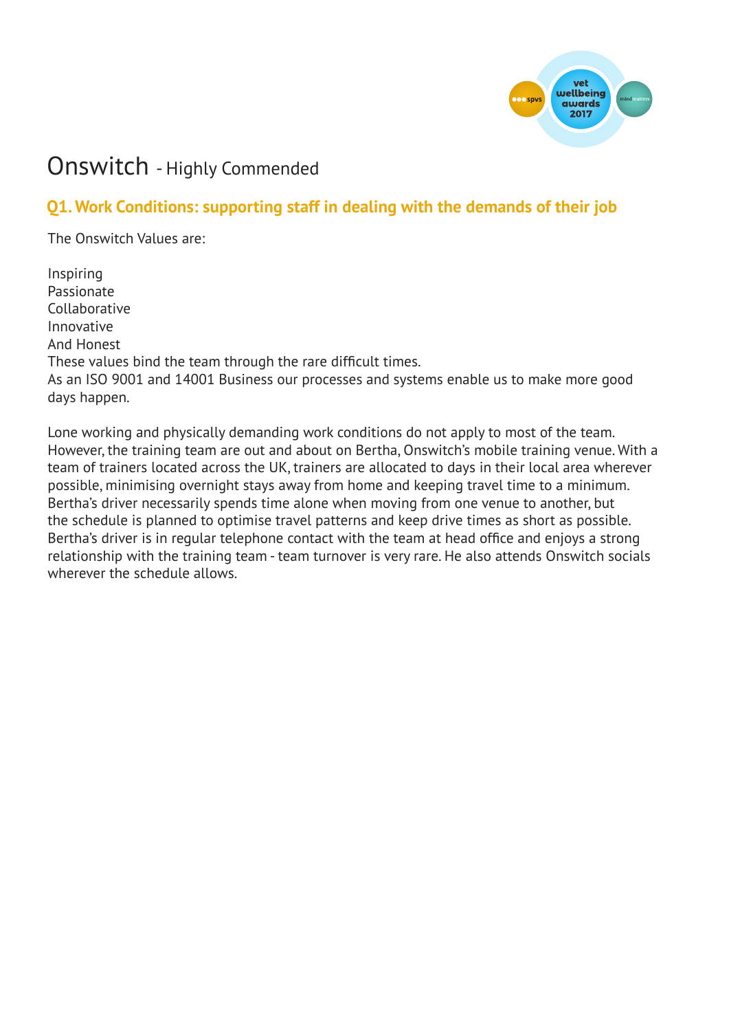# Onswitch - Highly Commended

## Q1. Work Conditions: supporting staff in dealing with the demands of their job

The Onswitch Values are:

Inspiring
Passionate
Collaborative
Innovative
And Honest
These values bind the team through the rare difficult times.
As an ISO 9001 and 14001 Business our processes and systems enable us to make more good days happen.

Lone working and physically demanding work conditions do not apply to most of the team. However, the training team are out and about on Bertha, Onswitch's mobile training venue. With a team of trainers located across the UK, trainers are allocated to days in their local area wherever possible, minimising overnight stays away from home and keeping travel time to a minimum. Bertha's driver necessarily spends time alone when moving from one venue to another, but the schedule is planned to optimise travel patterns and keep drive times as short as possible. Bertha's driver is in regular telephone contact with the team at head office and enjoys a strong relationship with the training team - team turnover is very rare. He also attends Onswitch socials wherever the schedule allows.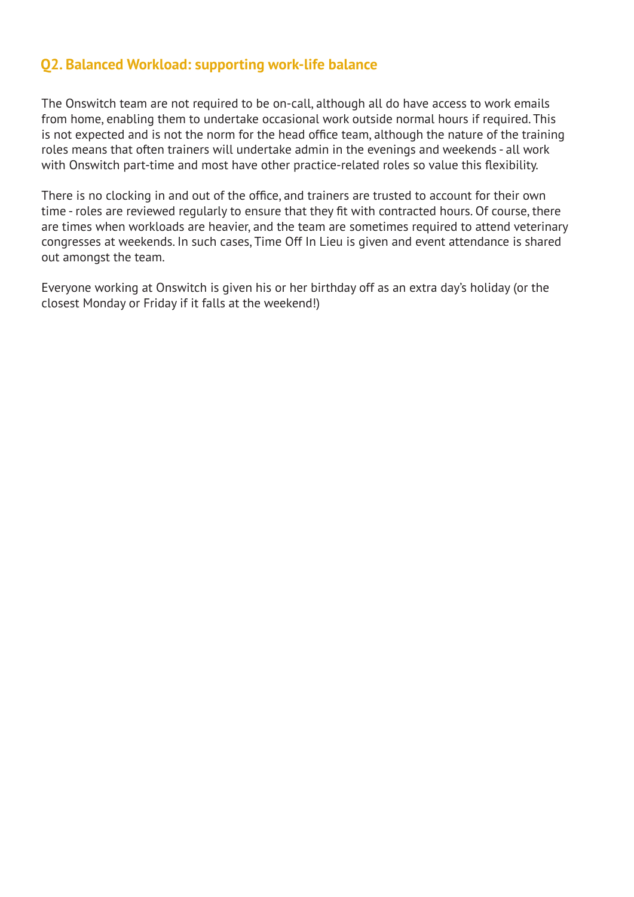## Q2. Balanced Workload: supporting work-life balance

The Onswitch team are not required to be on-call, although all do have access to work emails from home, enabling them to undertake occasional work outside normal hours if required. This is not expected and is not the norm for the head office team, although the nature of the training roles means that often trainers will undertake admin in the evenings and weekends - all work with Onswitch part-time and most have other practice-related roles so value this flexibility.

There is no clocking in and out of the office, and trainers are trusted to account for their own time - roles are reviewed regularly to ensure that they fit with contracted hours. Of course, there are times when workloads are heavier, and the team are sometimes required to attend veterinary congresses at weekends. In such cases, Time Off In Lieu is given and event attendance is shared out amongst the team.

Everyone working at Onswitch is given his or her birthday off as an extra day's holiday (or the closest Monday or Friday if it falls at the weekend!)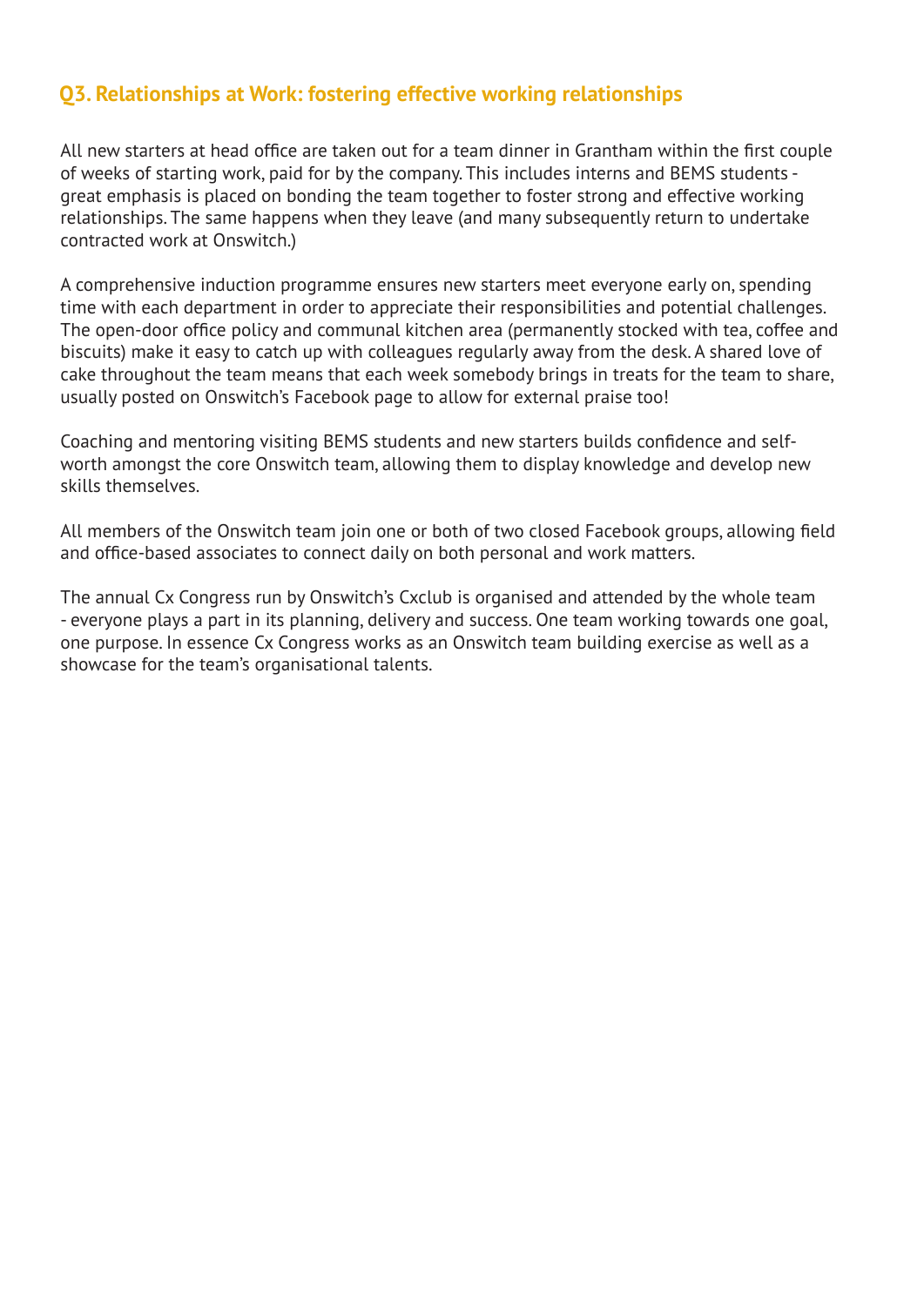## Q3. Relationships at Work: fostering effective working relationships

All new starters at head office are taken out for a team dinner in Grantham within the first couple of weeks of starting work, paid for by the company. This includes interns and BEMS students - great emphasis is placed on bonding the team together to foster strong and effective working relationships. The same happens when they leave (and many subsequently return to undertake contracted work at Onswitch.)

A comprehensive induction programme ensures new starters meet everyone early on, spending time with each department in order to appreciate their responsibilities and potential challenges. The open-door office policy and communal kitchen area (permanently stocked with tea, coffee and biscuits) make it easy to catch up with colleagues regularly away from the desk. A shared love of cake throughout the team means that each week somebody brings in treats for the team to share, usually posted on Onswitch's Facebook page to allow for external praise too!

Coaching and mentoring visiting BEMS students and new starters builds confidence and self-worth amongst the core Onswitch team, allowing them to display knowledge and develop new skills themselves.

All members of the Onswitch team join one or both of two closed Facebook groups, allowing field and office-based associates to connect daily on both personal and work matters.

The annual Cx Congress run by Onswitch's Cxclub is organised and attended by the whole team - everyone plays a part in its planning, delivery and success. One team working towards one goal, one purpose. In essence Cx Congress works as an Onswitch team building exercise as well as a showcase for the team's organisational talents.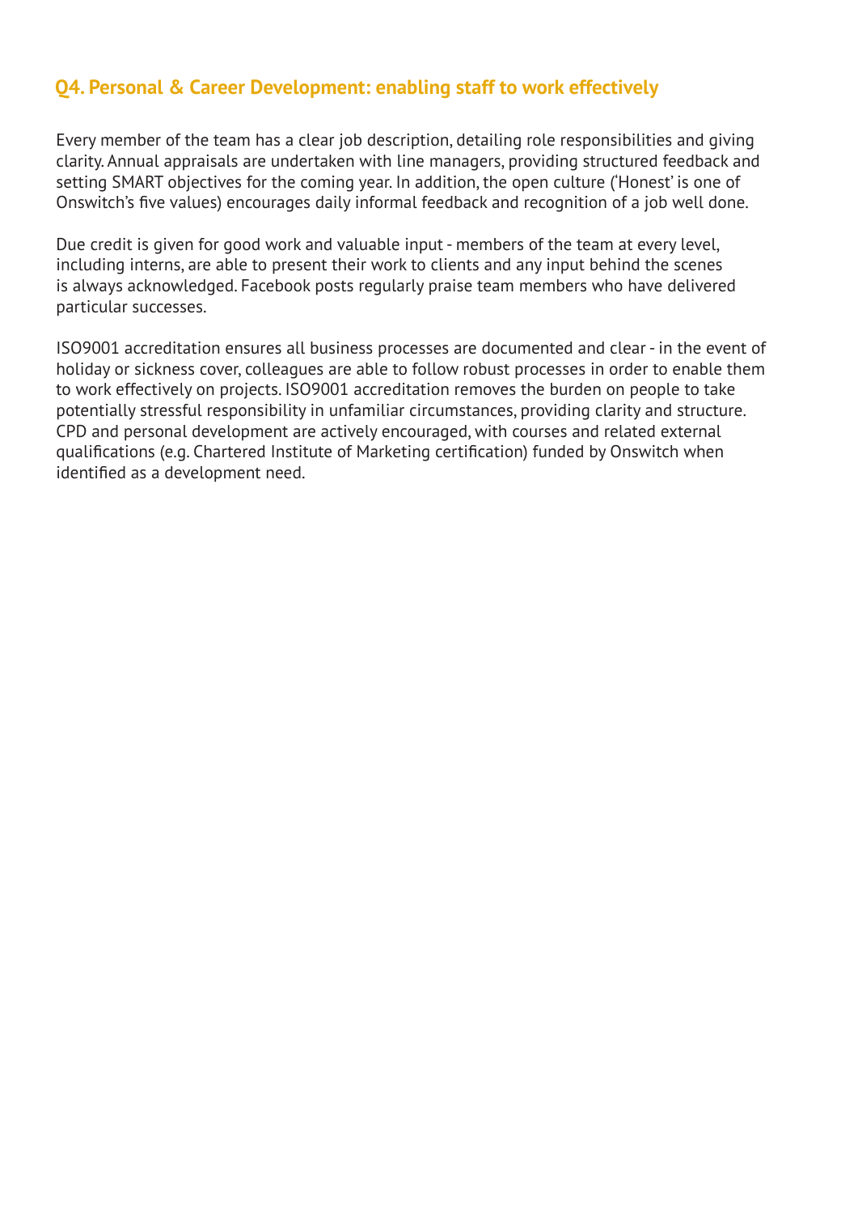## Q4. Personal & Career Development: enabling staff to work effectively

Every member of the team has a clear job description, detailing role responsibilities and giving clarity. Annual appraisals are undertaken with line managers, providing structured feedback and setting SMART objectives for the coming year. In addition, the open culture ('Honest' is one of Onswitch's five values) encourages daily informal feedback and recognition of a job well done.

Due credit is given for good work and valuable input - members of the team at every level, including interns, are able to present their work to clients and any input behind the scenes is always acknowledged. Facebook posts regularly praise team members who have delivered particular successes.

ISO9001 accreditation ensures all business processes are documented and clear - in the event of holiday or sickness cover, colleagues are able to follow robust processes in order to enable them to work effectively on projects. ISO9001 accreditation removes the burden on people to take potentially stressful responsibility in unfamiliar circumstances, providing clarity and structure. CPD and personal development are actively encouraged, with courses and related external qualifications (e.g. Chartered Institute of Marketing certification) funded by Onswitch when identified as a development need.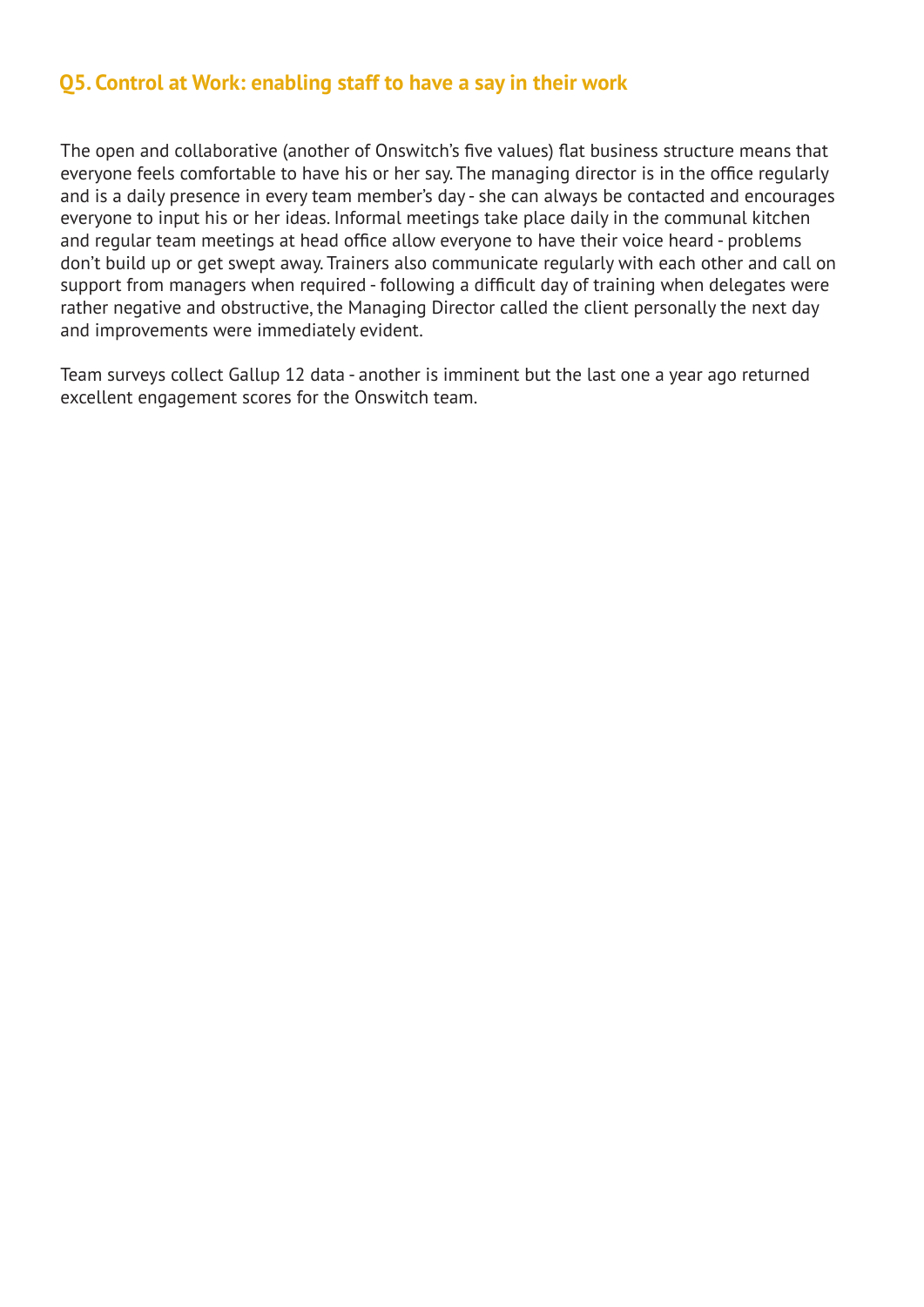## Q5. Control at Work: enabling staff to have a say in their work

The open and collaborative (another of Onswitch's five values) flat business structure means that everyone feels comfortable to have his or her say. The managing director is in the office regularly and is a daily presence in every team member's day - she can always be contacted and encourages everyone to input his or her ideas. Informal meetings take place daily in the communal kitchen and regular team meetings at head office allow everyone to have their voice heard - problems don't build up or get swept away. Trainers also communicate regularly with each other and call on support from managers when required - following a difficult day of training when delegates were rather negative and obstructive, the Managing Director called the client personally the next day and improvements were immediately evident.

Team surveys collect Gallup 12 data - another is imminent but the last one a year ago returned excellent engagement scores for the Onswitch team.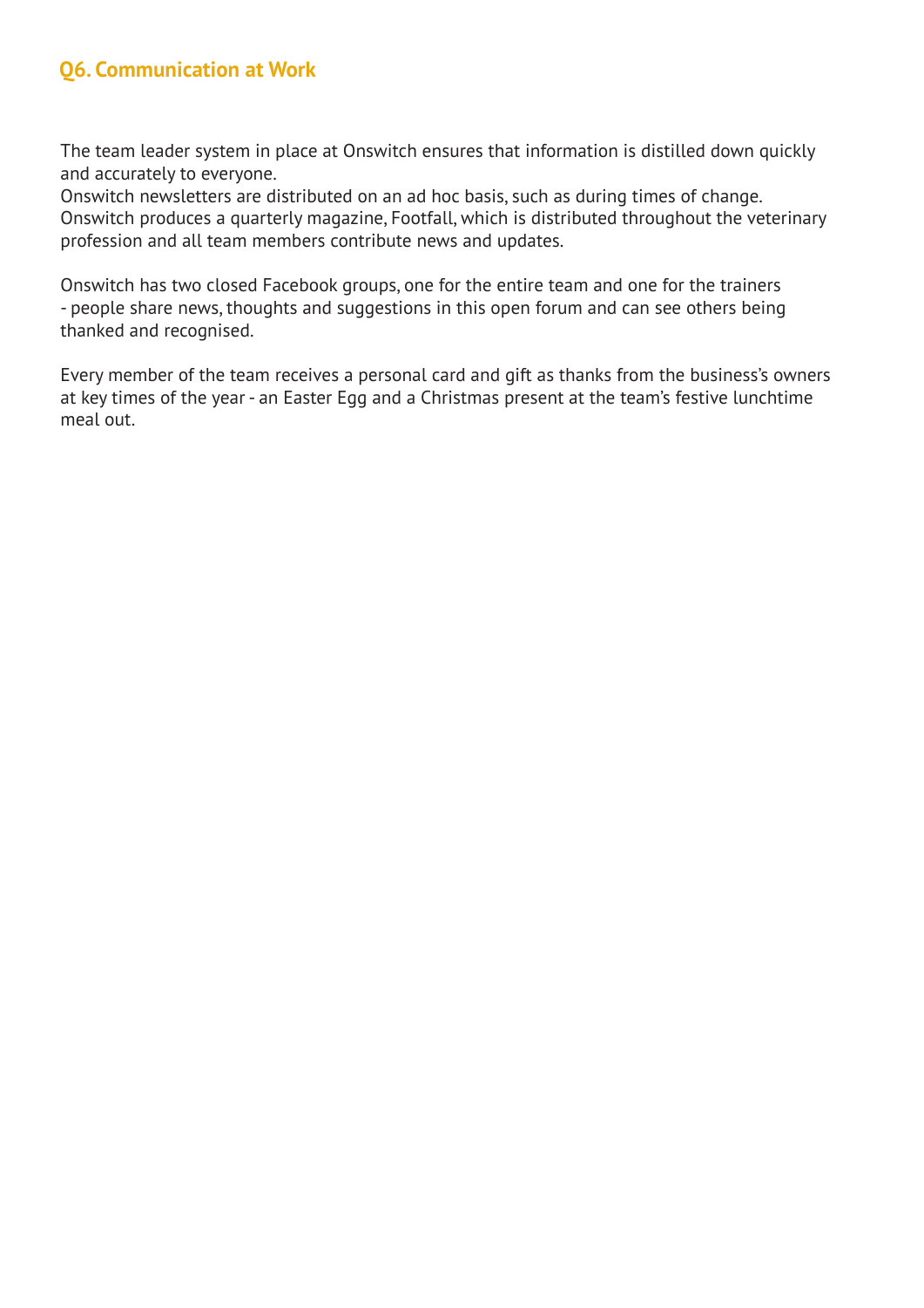## Q6. Communication at Work

The team leader system in place at Onswitch ensures that information is distilled down quickly and accurately to everyone.
Onswitch newsletters are distributed on an ad hoc basis, such as during times of change.
Onswitch produces a quarterly magazine, Footfall, which is distributed throughout the veterinary profession and all team members contribute news and updates.

Onswitch has two closed Facebook groups, one for the entire team and one for the trainers - people share news, thoughts and suggestions in this open forum and can see others being thanked and recognised.

Every member of the team receives a personal card and gift as thanks from the business's owners at key times of the year - an Easter Egg and a Christmas present at the team's festive lunchtime meal out.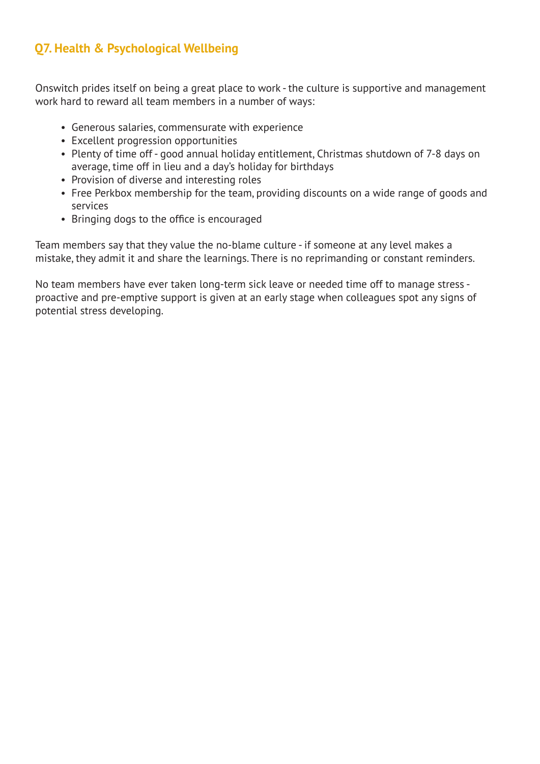## Q7. Health & Psychological Wellbeing

Onswitch prides itself on being a great place to work - the culture is supportive and management work hard to reward all team members in a number of ways:

- Generous salaries, commensurate with experience
- Excellent progression opportunities
- Plenty of time off - good annual holiday entitlement, Christmas shutdown of 7-8 days on average, time off in lieu and a day's holiday for birthdays
- Provision of diverse and interesting roles
- Free Perkbox membership for the team, providing discounts on a wide range of goods and services
- Bringing dogs to the office is encouraged

Team members say that they value the no-blame culture - if someone at any level makes a mistake, they admit it and share the learnings. There is no reprimanding or constant reminders.

No team members have ever taken long-term sick leave or needed time off to manage stress - proactive and pre-emptive support is given at an early stage when colleagues spot any signs of potential stress developing.